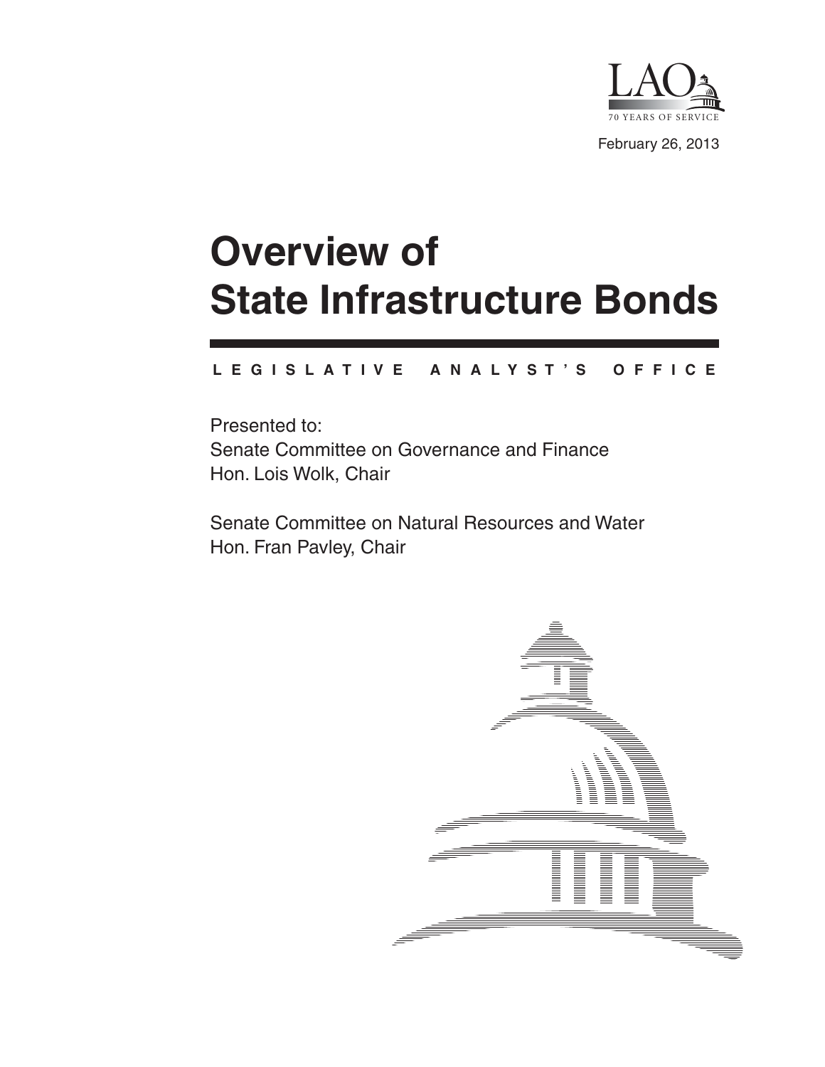LAO
70 YEARS OF SERVICE

February 26, 2013

# Overview of State Infrastructure Bonds

**LEGISLATIVE ANALYST'S OFFICE**

Presented to:
Senate Committee on Governance and Finance
Hon. Lois Wolk, Chair

Senate Committee on Natural Resources and Water
Hon. Fran Pavley, Chair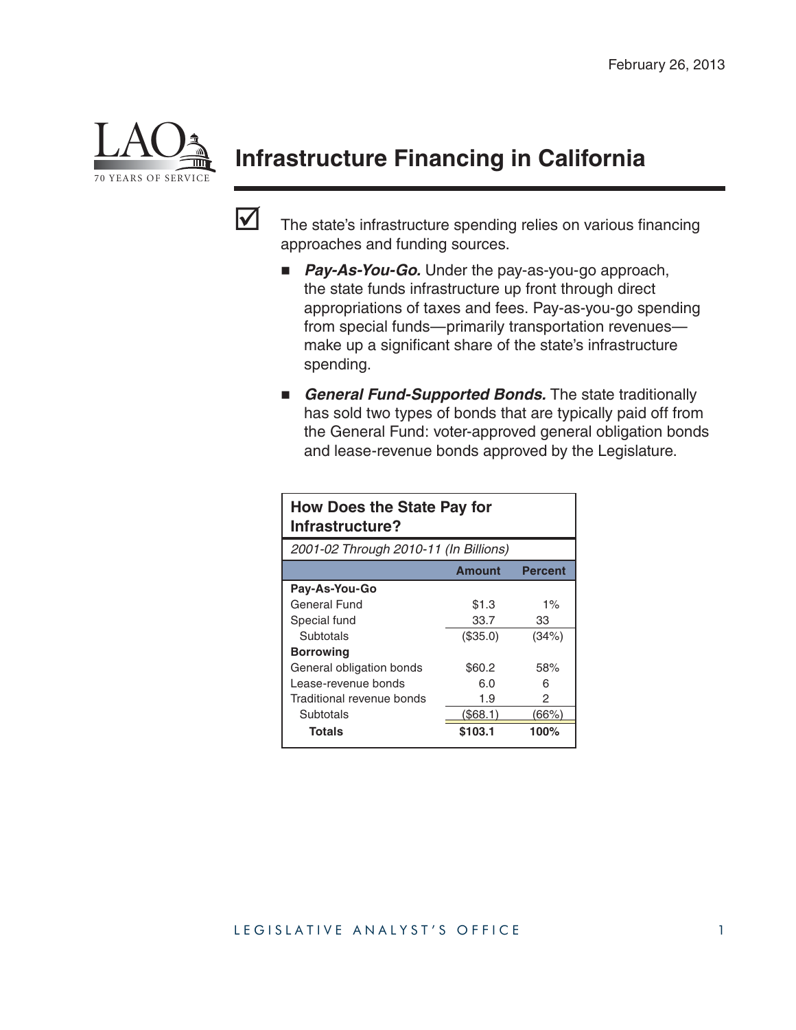February 26, 2013

# Infrastructure Financing in California

☑ The state's infrastructure spending relies on various financing approaches and funding sources.

- ***Pay-As-You-Go.*** Under the pay-as-you-go approach, the state funds infrastructure up front through direct appropriations of taxes and fees. Pay-as-you-go spending from special funds—primarily transportation revenues—make up a significant share of the state's infrastructure spending.

- ***General Fund-Supported Bonds.*** The state traditionally has sold two types of bonds that are typically paid off from the General Fund: voter-approved general obligation bonds and lease-revenue bonds approved by the Legislature.

**How Does the State Pay for Infrastructure?**

*2001-02 Through 2010-11 (In Billions)*

| | Amount | Percent |
|---|---|---|
| **Pay-As-You-Go** | | |
| General Fund | $1.3 | 1% |
| Special fund | 33.7 | 33 |
| Subtotals | ($35.0) | (34%) |
| **Borrowing** | | |
| General obligation bonds | $60.2 | 58% |
| Lease-revenue bonds | 6.0 | 6 |
| Traditional revenue bonds | 1.9 | 2 |
| Subtotals | ($68.1) | (66%) |
| **Totals** | **$103.1** | **100%** |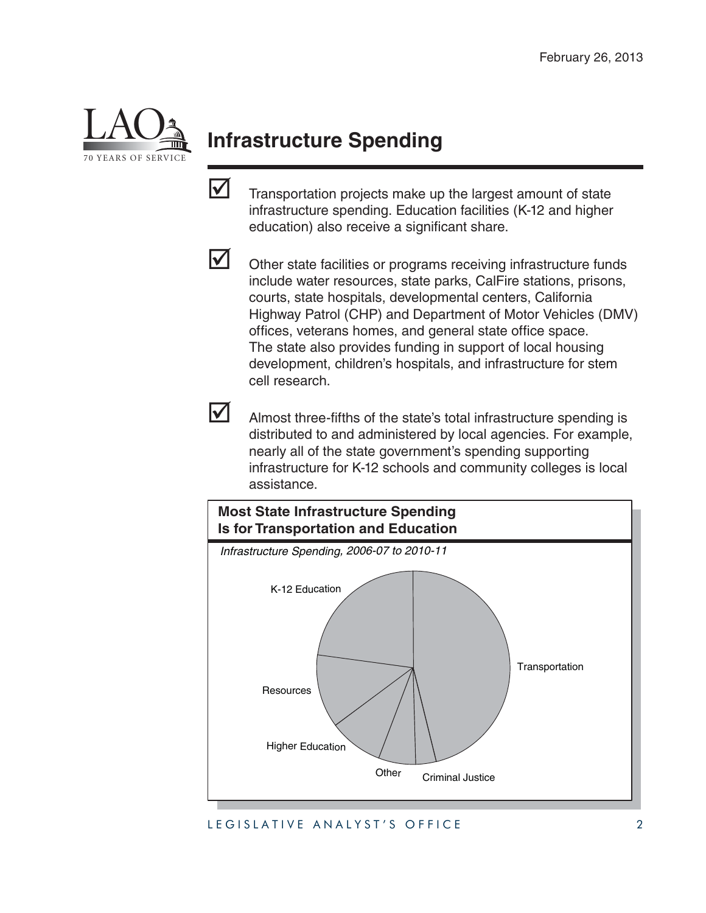February 26, 2013

# Infrastructure Spending

- Transportation projects make up the largest amount of state infrastructure spending. Education facilities (K-12 and higher education) also receive a significant share.

- Other state facilities or programs receiving infrastructure funds include water resources, state parks, CalFire stations, prisons, courts, state hospitals, developmental centers, California Highway Patrol (CHP) and Department of Motor Vehicles (DMV) offices, veterans homes, and general state office space. The state also provides funding in support of local housing development, children's hospitals, and infrastructure for stem cell research.

- Almost three-fifths of the state's total infrastructure spending is distributed to and administered by local agencies. For example, nearly all of the state government's spending supporting infrastructure for K-12 schools and community colleges is local assistance.

**Most State Infrastructure Spending Is for Transportation and Education**

*Infrastructure Spending, 2006-07 to 2010-11*

K-12 Education

Transportation

Resources

Higher Education

Other

Criminal Justice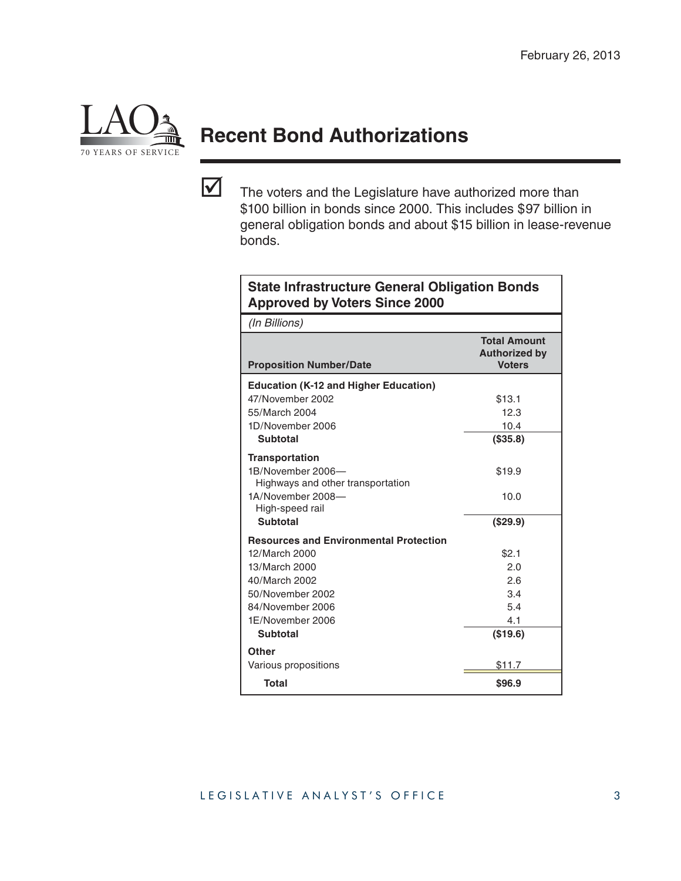February 26, 2013

# Recent Bond Authorizations

☑ The voters and the Legislature have authorized more than $100 billion in bonds since 2000. This includes $97 billion in general obligation bonds and about $15 billion in lease-revenue bonds.

**State Infrastructure General Obligation Bonds Approved by Voters Since 2000**

*(In Billions)*

| Proposition Number/Date | Total Amount Authorized by Voters |
|---|---|
| **Education (K-12 and Higher Education)** | |
| 47/November 2002 | $13.1 |
| 55/March 2004 | 12.3 |
| 1D/November 2006 | 10.4 |
| **Subtotal** | **($35.8)** |
| **Transportation** | |
| 1B/November 2006—Highways and other transportation | $19.9 |
| 1A/November 2008—High-speed rail | 10.0 |
| **Subtotal** | **($29.9)** |
| **Resources and Environmental Protection** | |
| 12/March 2000 | $2.1 |
| 13/March 2000 | 2.0 |
| 40/March 2002 | 2.6 |
| 50/November 2002 | 3.4 |
| 84/November 2006 | 5.4 |
| 1E/November 2006 | 4.1 |
| **Subtotal** | **($19.6)** |
| **Other** | |
| Various propositions | $11.7 |
| **Total** | **$96.9** |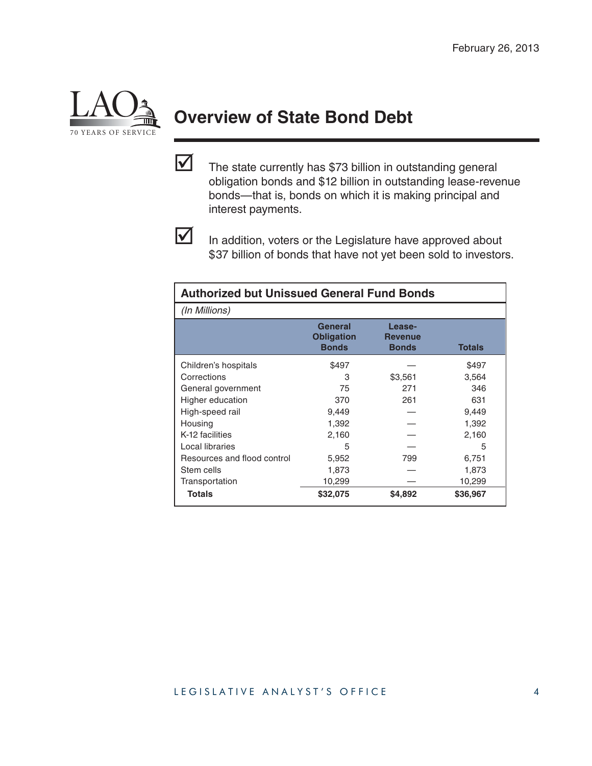# Overview of State Bond Debt

- The state currently has $73 billion in outstanding general obligation bonds and $12 billion in outstanding lease-revenue bonds—that is, bonds on which it is making principal and interest payments.

- In addition, voters or the Legislature have approved about $37 billion of bonds that have not yet been sold to investors.

**Authorized but Unissued General Fund Bonds**

*(In Millions)*

| | General Obligation Bonds | Lease-Revenue Bonds | Totals |
|---|---|---|---|
| Children's hospitals | $497 | — | $497 |
| Corrections | 3 | $3,561 | 3,564 |
| General government | 75 | 271 | 346 |
| Higher education | 370 | 261 | 631 |
| High-speed rail | 9,449 | — | 9,449 |
| Housing | 1,392 | — | 1,392 |
| K-12 facilities | 2,160 | — | 2,160 |
| Local libraries | 5 | — | 5 |
| Resources and flood control | 5,952 | 799 | 6,751 |
| Stem cells | 1,873 | — | 1,873 |
| Transportation | 10,299 | — | 10,299 |
| **Totals** | **$32,075** | **$4,892** | **$36,967** |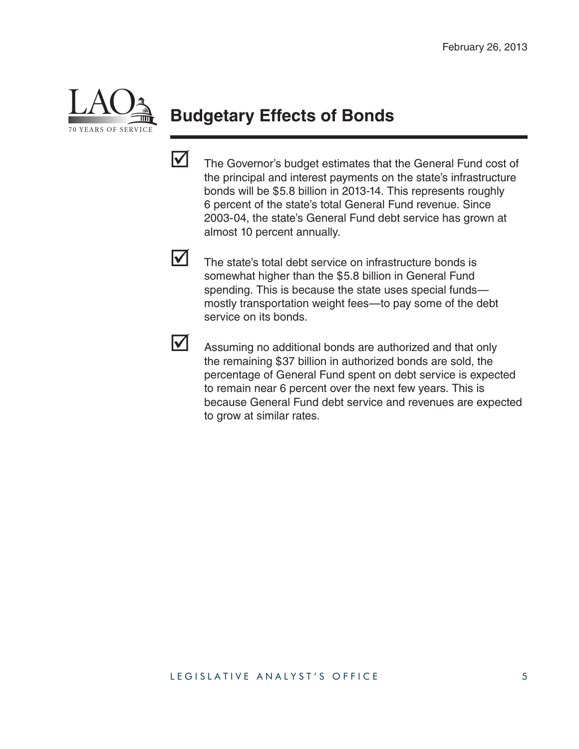February 26, 2013

## Budgetary Effects of Bonds

- The Governor's budget estimates that the General Fund cost of the principal and interest payments on the state's infrastructure bonds will be $5.8 billion in 2013-14. This represents roughly 6 percent of the state's total General Fund revenue. Since 2003-04, the state's General Fund debt service has grown at almost 10 percent annually.

- The state's total debt service on infrastructure bonds is somewhat higher than the $5.8 billion in General Fund spending. This is because the state uses special funds—mostly transportation weight fees—to pay some of the debt service on its bonds.

- Assuming no additional bonds are authorized and that only the remaining $37 billion in authorized bonds are sold, the percentage of General Fund spent on debt service is expected to remain near 6 percent over the next few years. This is because General Fund debt service and revenues are expected to grow at similar rates.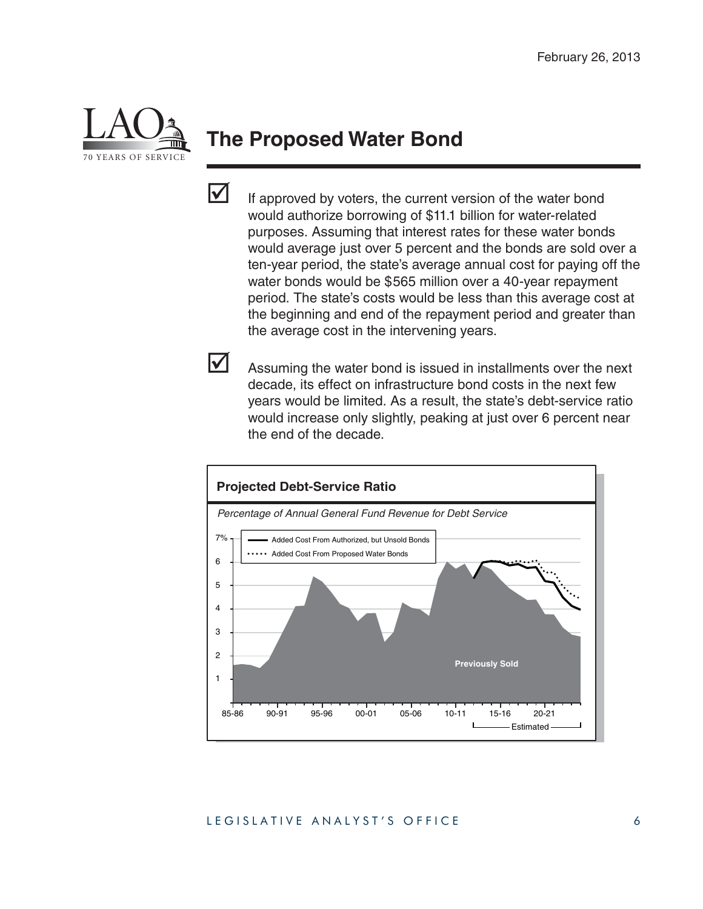# The Proposed Water Bond

- ☑ If approved by voters, the current version of the water bond would authorize borrowing of $11.1 billion for water-related purposes. Assuming that interest rates for these water bonds would average just over 5 percent and the bonds are sold over a ten-year period, the state's average annual cost for paying off the water bonds would be $565 million over a 40-year repayment period. The state's costs would be less than this average cost at the beginning and end of the repayment period and greater than the average cost in the intervening years.

- ☑ Assuming the water bond is issued in installments over the next decade, its effect on infrastructure bond costs in the next few years would be limited. As a result, the state's debt-service ratio would increase only slightly, peaking at just over 6 percent near the end of the decade.

**Projected Debt-Service Ratio**

*Percentage of Annual General Fund Revenue for Debt Service*

Legend: Added Cost From Authorized, but Unsold Bonds; Added Cost From Proposed Water Bonds

Chart labels: Previously Sold; Estimated

Y-axis: 1, 2, 3, 4, 5, 6, 7%

X-axis: 85-86, 90-91, 95-96, 00-01, 05-06, 10-11, 15-16, 20-21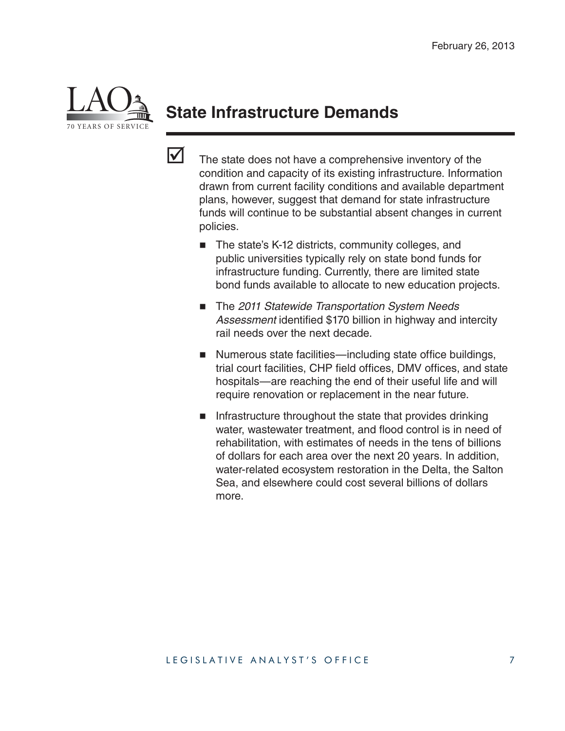## State Infrastructure Demands

- The state does not have a comprehensive inventory of the condition and capacity of its existing infrastructure. Information drawn from current facility conditions and available department plans, however, suggest that demand for state infrastructure funds will continue to be substantial absent changes in current policies.
  - The state's K-12 districts, community colleges, and public universities typically rely on state bond funds for infrastructure funding. Currently, there are limited state bond funds available to allocate to new education projects.
  - The *2011 Statewide Transportation System Needs Assessment* identified $170 billion in highway and intercity rail needs over the next decade.
  - Numerous state facilities—including state office buildings, trial court facilities, CHP field offices, DMV offices, and state hospitals—are reaching the end of their useful life and will require renovation or replacement in the near future.
  - Infrastructure throughout the state that provides drinking water, wastewater treatment, and flood control is in need of rehabilitation, with estimates of needs in the tens of billions of dollars for each area over the next 20 years. In addition, water-related ecosystem restoration in the Delta, the Salton Sea, and elsewhere could cost several billions of dollars more.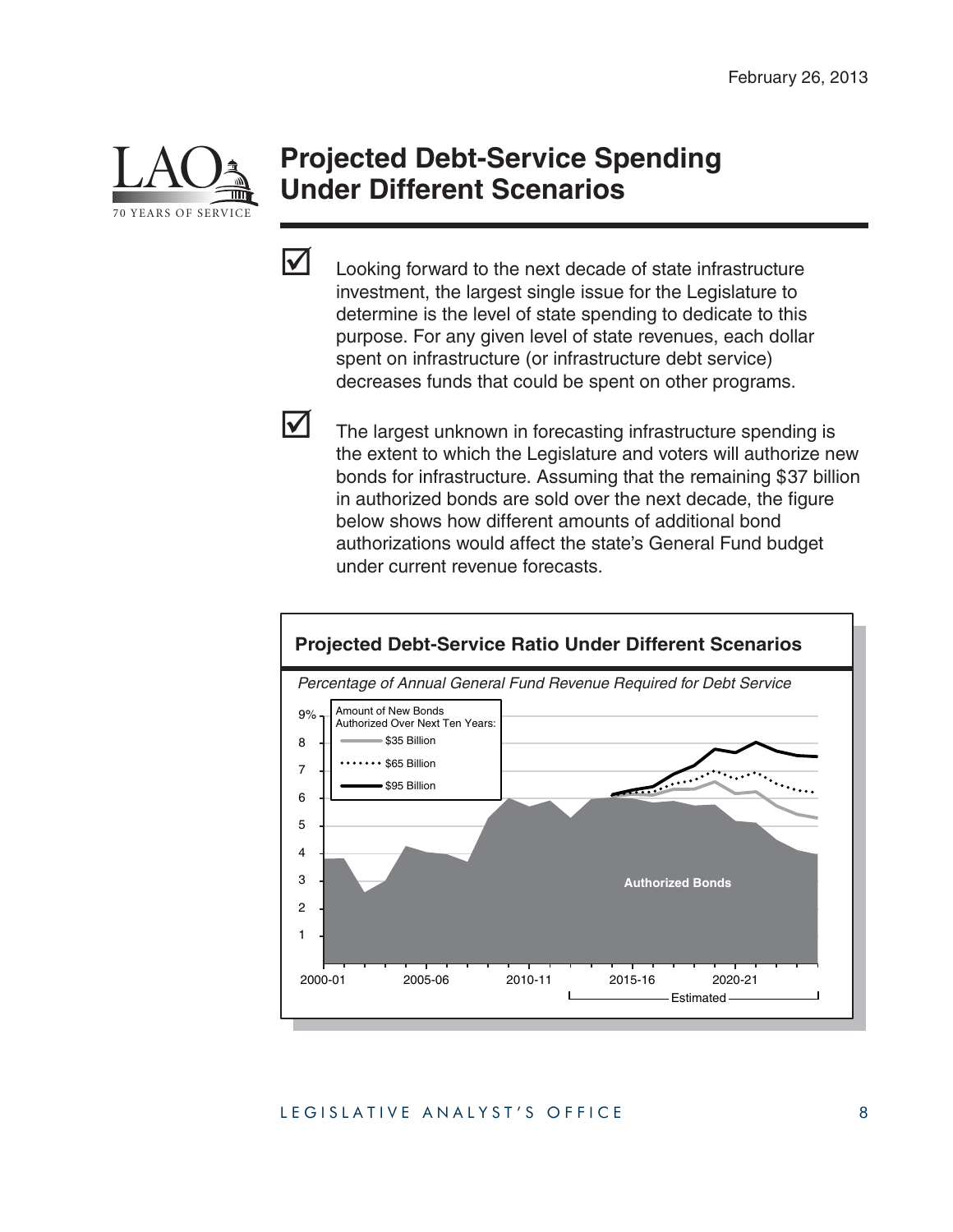# Projected Debt-Service Spending Under Different Scenarios

- Looking forward to the next decade of state infrastructure investment, the largest single issue for the Legislature to determine is the level of state spending to dedicate to this purpose. For any given level of state revenues, each dollar spent on infrastructure (or infrastructure debt service) decreases funds that could be spent on other programs.

- The largest unknown in forecasting infrastructure spending is the extent to which the Legislature and voters will authorize new bonds for infrastructure. Assuming that the remaining $37 billion in authorized bonds are sold over the next decade, the figure below shows how different amounts of additional bond authorizations would affect the state's General Fund budget under current revenue forecasts.

**Projected Debt-Service Ratio Under Different Scenarios**

*Percentage of Annual General Fund Revenue Required for Debt Service*

Amount of New Bonds Authorized Over Next Ten Years:
- $35 Billion
- $65 Billion
- $95 Billion

Authorized Bonds

9%, 8, 7, 6, 5, 4, 3, 2, 1

2000-01, 2005-06, 2010-11, 2015-16, 2020-21

Estimated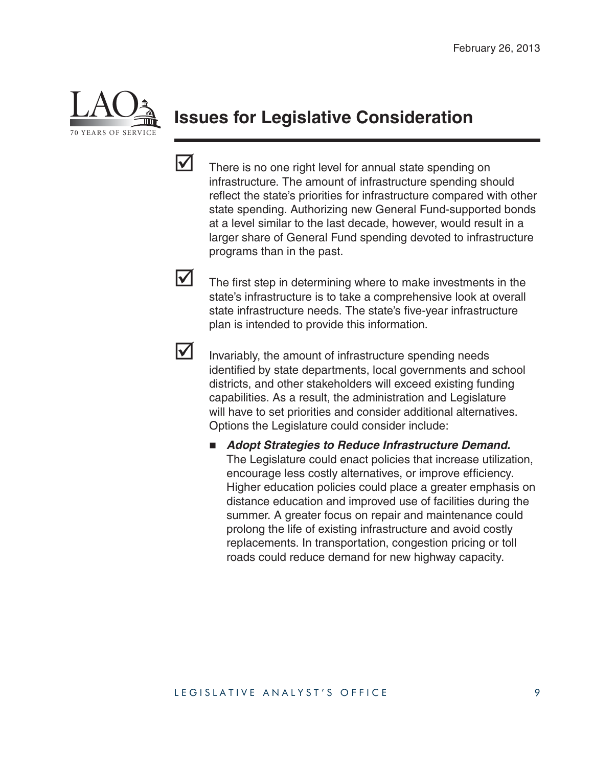## Issues for Legislative Consideration

- ☑ There is no one right level for annual state spending on infrastructure. The amount of infrastructure spending should reflect the state's priorities for infrastructure compared with other state spending. Authorizing new General Fund-supported bonds at a level similar to the last decade, however, would result in a larger share of General Fund spending devoted to infrastructure programs than in the past.

- ☑ The first step in determining where to make investments in the state's infrastructure is to take a comprehensive look at overall state infrastructure needs. The state's five-year infrastructure plan is intended to provide this information.

- ☑ Invariably, the amount of infrastructure spending needs identified by state departments, local governments and school districts, and other stakeholders will exceed existing funding capabilities. As a result, the administration and Legislature will have to set priorities and consider additional alternatives. Options the Legislature could consider include:

  - ***Adopt Strategies to Reduce Infrastructure Demand.*** The Legislature could enact policies that increase utilization, encourage less costly alternatives, or improve efficiency. Higher education policies could place a greater emphasis on distance education and improved use of facilities during the summer. A greater focus on repair and maintenance could prolong the life of existing infrastructure and avoid costly replacements. In transportation, congestion pricing or toll roads could reduce demand for new highway capacity.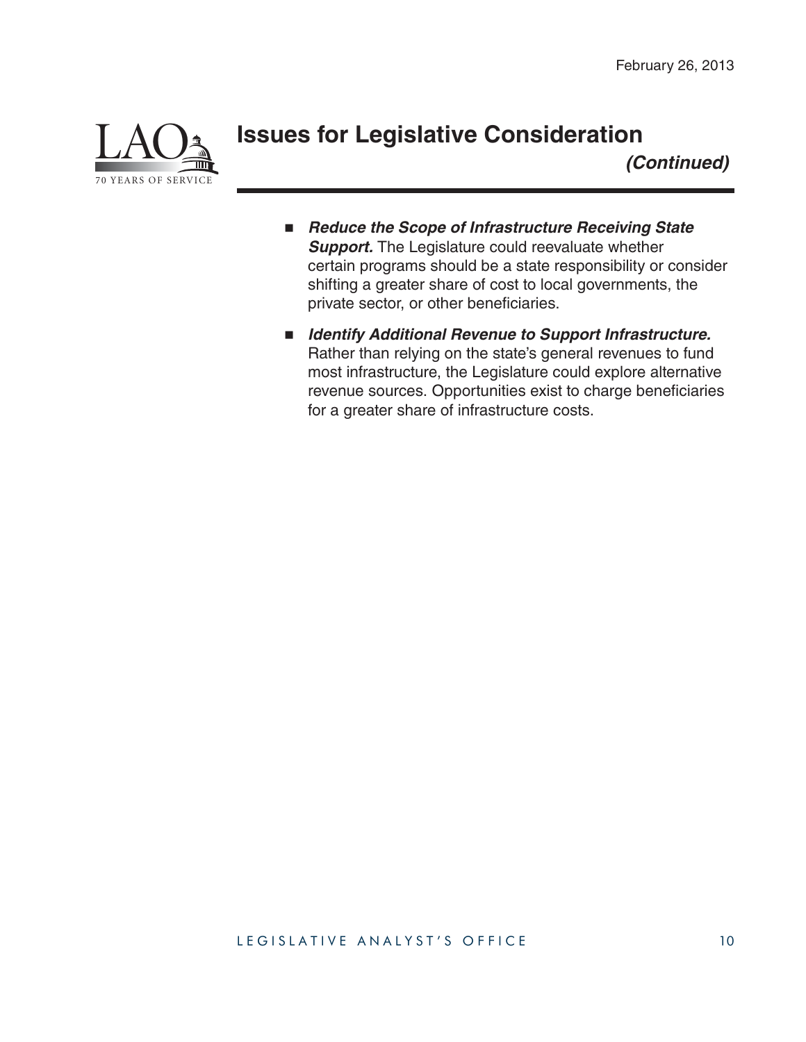# Issues for Legislative Consideration

*(Continued)*

- ***Reduce the Scope of Infrastructure Receiving State Support.*** The Legislature could reevaluate whether certain programs should be a state responsibility or consider shifting a greater share of cost to local governments, the private sector, or other beneficiaries.

- ***Identify Additional Revenue to Support Infrastructure.*** Rather than relying on the state's general revenues to fund most infrastructure, the Legislature could explore alternative revenue sources. Opportunities exist to charge beneficiaries for a greater share of infrastructure costs.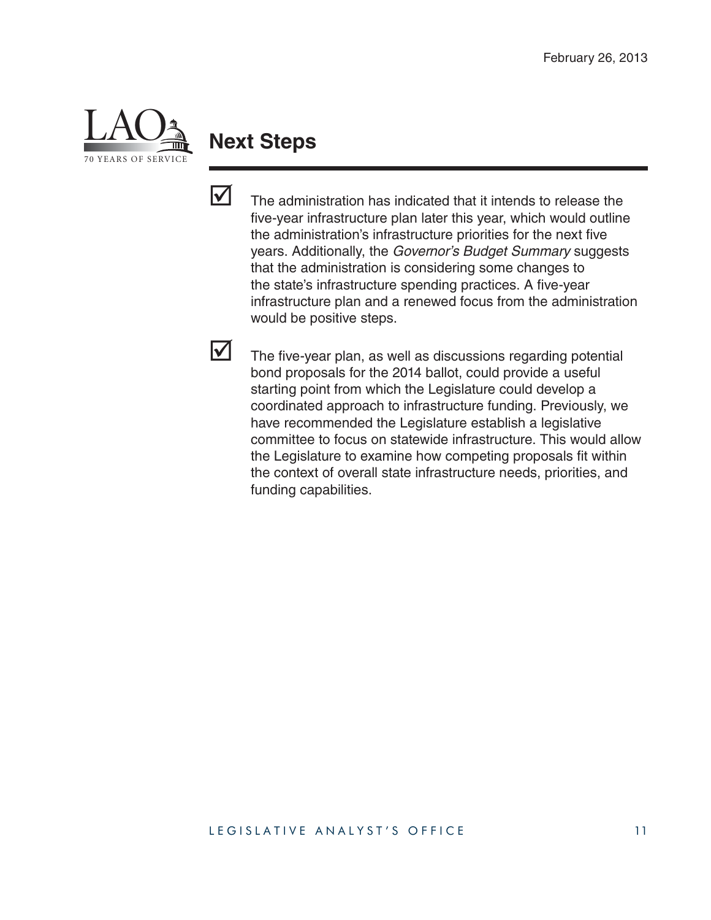## Next Steps

- ☑ The administration has indicated that it intends to release the five-year infrastructure plan later this year, which would outline the administration's infrastructure priorities for the next five years. Additionally, the *Governor's Budget Summary* suggests that the administration is considering some changes to the state's infrastructure spending practices. A five-year infrastructure plan and a renewed focus from the administration would be positive steps.

- ☑ The five-year plan, as well as discussions regarding potential bond proposals for the 2014 ballot, could provide a useful starting point from which the Legislature could develop a coordinated approach to infrastructure funding. Previously, we have recommended the Legislature establish a legislative committee to focus on statewide infrastructure. This would allow the Legislature to examine how competing proposals fit within the context of overall state infrastructure needs, priorities, and funding capabilities.